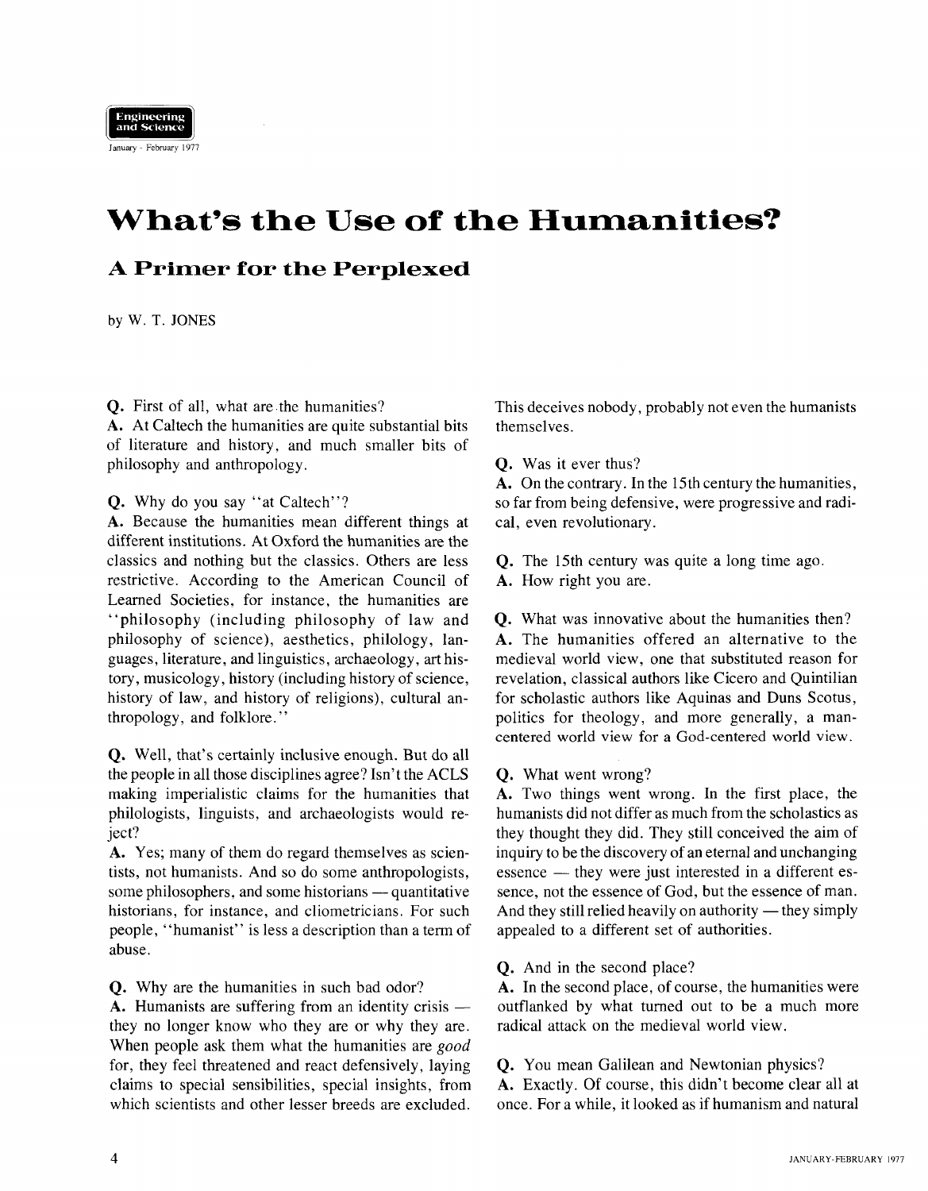# What's the Use of the Humanities?

## A Primer for the Perplexed

by W. T. JONES

**Q.** First of all, what are the humanities?
**A.** At Caltech the humanities are quite substantial bits of literature and history, and much smaller bits of philosophy and anthropology.

**Q.** Why do you say "at Caltech"?
**A.** Because the humanities mean different things at different institutions. At Oxford the humanities are the classics and nothing but the classics. Others are less restrictive. According to the American Council of Learned Societies, for instance, the humanities are "philosophy (including philosophy of law and philosophy of science), aesthetics, philology, languages, literature, and linguistics, archaeology, art history, musicology, history (including history of science, history of law, and history of religions), cultural anthropology, and folklore."

**Q.** Well, that's certainly inclusive enough. But do all the people in all those disciplines agree? Isn't the ACLS making imperialistic claims for the humanities that philologists, linguists, and archaeologists would reject?
**A.** Yes; many of them do regard themselves as scientists, not humanists. And so do some anthropologists, some philosophers, and some historians — quantitative historians, for instance, and cliometricians. For such people, "humanist" is less a description than a term of abuse.

**Q.** Why are the humanities in such bad odor?
**A.** Humanists are suffering from an identity crisis — they no longer know who they are or why they are. When people ask them what the humanities are *good* for, they feel threatened and react defensively, laying claims to special sensibilities, special insights, from which scientists and other lesser breeds are excluded. This deceives nobody, probably not even the humanists themselves.

**Q.** Was it ever thus?
**A.** On the contrary. In the 15th century the humanities, so far from being defensive, were progressive and radical, even revolutionary.

**Q.** The 15th century was quite a long time ago.
**A.** How right you are.

**Q.** What was innovative about the humanities then?
**A.** The humanities offered an alternative to the medieval world view, one that substituted reason for revelation, classical authors like Cicero and Quintilian for scholastic authors like Aquinas and Duns Scotus, politics for theology, and more generally, a man-centered world view for a God-centered world view.

**Q.** What went wrong?
**A.** Two things went wrong. In the first place, the humanists did not differ as much from the scholastics as they thought they did. They still conceived the aim of inquiry to be the discovery of an eternal and unchanging essence — they were just interested in a different essence, not the essence of God, but the essence of man. And they still relied heavily on authority — they simply appealed to a different set of authorities.

**Q.** And in the second place?
**A.** In the second place, of course, the humanities were outflanked by what turned out to be a much more radical attack on the medieval world view.

**Q.** You mean Galilean and Newtonian physics?
**A.** Exactly. Of course, this didn't become clear all at once. For a while, it looked as if humanism and natural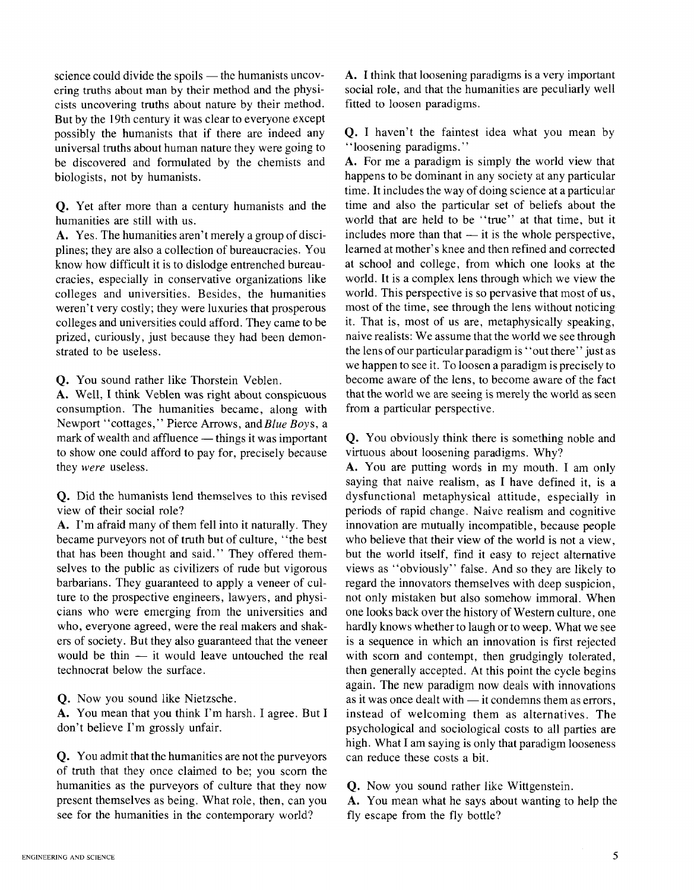science could divide the spoils — the humanists uncovering truths about man by their method and the physicists uncovering truths about nature by their method. But by the 19th century it was clear to everyone except possibly the humanists that if there are indeed any universal truths about human nature they were going to be discovered and formulated by the chemists and biologists, not by humanists.

**Q.** Yet after more than a century humanists and the humanities are still with us.

**A.** Yes. The humanities aren't merely a group of disciplines; they are also a collection of bureaucracies. You know how difficult it is to dislodge entrenched bureaucracies, especially in conservative organizations like colleges and universities. Besides, the humanities weren't very costly; they were luxuries that prosperous colleges and universities could afford. They came to be prized, curiously, just because they had been demonstrated to be useless.

**Q.** You sound rather like Thorstein Veblen.

**A.** Well, I think Veblen was right about conspicuous consumption. The humanities became, along with Newport "cottages," Pierce Arrows, and *Blue Boys*, a mark of wealth and affluence — things it was important to show one could afford to pay for, precisely because they *were* useless.

**Q.** Did the humanists lend themselves to this revised view of their social role?

**A.** I'm afraid many of them fell into it naturally. They became purveyors not of truth but of culture, "the best that has been thought and said." They offered themselves to the public as civilizers of rude but vigorous barbarians. They guaranteed to apply a veneer of culture to the prospective engineers, lawyers, and physicians who were emerging from the universities and who, everyone agreed, were the real makers and shakers of society. But they also guaranteed that the veneer would be thin — it would leave untouched the real technocrat below the surface.

**Q.** Now you sound like Nietzsche.

**A.** You mean that you think I'm harsh. I agree. But I don't believe I'm grossly unfair.

**Q.** You admit that the humanities are not the purveyors of truth that they once claimed to be; you scorn the humanities as the purveyors of culture that they now present themselves as being. What role, then, can you see for the humanities in the contemporary world?

**A.** I think that loosening paradigms is a very important social role, and that the humanities are peculiarly well fitted to loosen paradigms.

**Q.** I haven't the faintest idea what you mean by "loosening paradigms."

**A.** For me a paradigm is simply the world view that happens to be dominant in any society at any particular time. It includes the way of doing science at a particular time and also the particular set of beliefs about the world that are held to be "true" at that time, but it includes more than that — it is the whole perspective, learned at mother's knee and then refined and corrected at school and college, from which one looks at the world. It is a complex lens through which we view the world. This perspective is so pervasive that most of us, most of the time, see through the lens without noticing it. That is, most of us are, metaphysically speaking, naive realists: We assume that the world we see through the lens of our particular paradigm is "out there" just as we happen to see it. To loosen a paradigm is precisely to become aware of the lens, to become aware of the fact that the world we are seeing is merely the world as seen from a particular perspective.

**Q.** You obviously think there is something noble and virtuous about loosening paradigms. Why?

**A.** You are putting words in my mouth. I am only saying that naive realism, as I have defined it, is a dysfunctional metaphysical attitude, especially in periods of rapid change. Naive realism and cognitive innovation are mutually incompatible, because people who believe that their view of the world is not a view, but the world itself, find it easy to reject alternative views as "obviously" false. And so they are likely to regard the innovators themselves with deep suspicion, not only mistaken but also somehow immoral. When one looks back over the history of Western culture, one hardly knows whether to laugh or to weep. What we see is a sequence in which an innovation is first rejected with scorn and contempt, then grudgingly tolerated, then generally accepted. At this point the cycle begins again. The new paradigm now deals with innovations as it was once dealt with — it condemns them as errors, instead of welcoming them as alternatives. The psychological and sociological costs to all parties are high. What I am saying is only that paradigm looseness can reduce these costs a bit.

**Q.** Now you sound rather like Wittgenstein.

**A.** You mean what he says about wanting to help the fly escape from the fly bottle?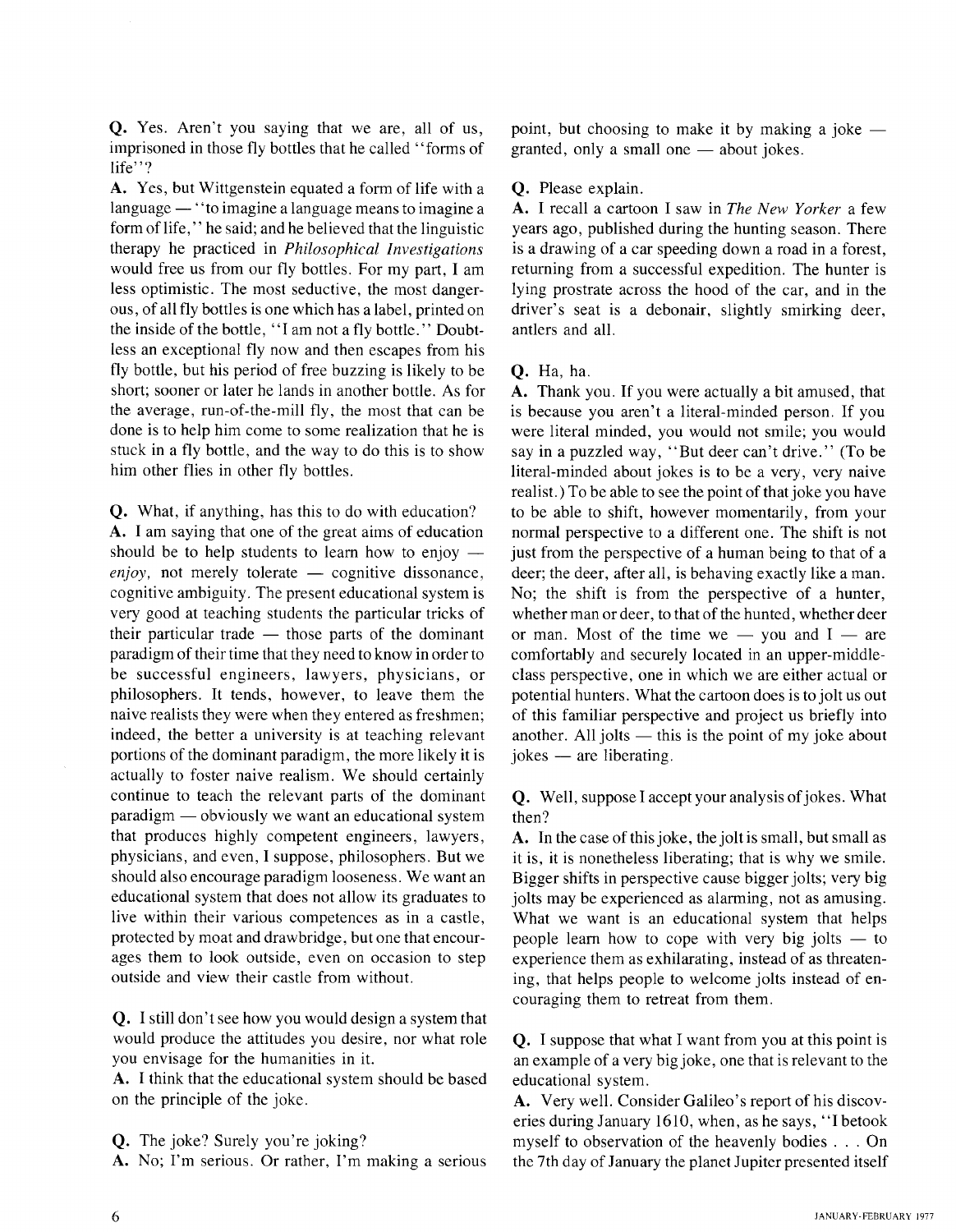**Q.** Yes. Aren't you saying that we are, all of us, imprisoned in those fly bottles that he called "forms of life"?

**A.** Yes, but Wittgenstein equated a form of life with a language — "to imagine a language means to imagine a form of life," he said; and he believed that the linguistic therapy he practiced in *Philosophical Investigations* would free us from our fly bottles. For my part, I am less optimistic. The most seductive, the most dangerous, of all fly bottles is one which has a label, printed on the inside of the bottle, "I am not a fly bottle." Doubtless an exceptional fly now and then escapes from his fly bottle, but his period of free buzzing is likely to be short; sooner or later he lands in another bottle. As for the average, run-of-the-mill fly, the most that can be done is to help him come to some realization that he is stuck in a fly bottle, and the way to do this is to show him other flies in other fly bottles.

**Q.** What, if anything, has this to do with education?

**A.** I am saying that one of the great aims of education should be to help students to learn how to enjoy — *enjoy,* not merely tolerate — cognitive dissonance, cognitive ambiguity. The present educational system is very good at teaching students the particular tricks of their particular trade — those parts of the dominant paradigm of their time that they need to know in order to be successful engineers, lawyers, physicians, or philosophers. It tends, however, to leave them the naive realists they were when they entered as freshmen; indeed, the better a university is at teaching relevant portions of the dominant paradigm, the more likely it is actually to foster naive realism. We should certainly continue to teach the relevant parts of the dominant paradigm — obviously we want an educational system that produces highly competent engineers, lawyers, physicians, and even, I suppose, philosophers. But we should also encourage paradigm looseness. We want an educational system that does not allow its graduates to live within their various competences as in a castle, protected by moat and drawbridge, but one that encourages them to look outside, even on occasion to step outside and view their castle from without.

**Q.** I still don't see how you would design a system that would produce the attitudes you desire, nor what role you envisage for the humanities in it.

**A.** I think that the educational system should be based on the principle of the joke.

**Q.** The joke? Surely you're joking?

**A.** No; I'm serious. Or rather, I'm making a serious point, but choosing to make it by making a joke — granted, only a small one — about jokes.

**Q.** Please explain.

**A.** I recall a cartoon I saw in *The New Yorker* a few years ago, published during the hunting season. There is a drawing of a car speeding down a road in a forest, returning from a successful expedition. The hunter is lying prostrate across the hood of the car, and in the driver's seat is a debonair, slightly smirking deer, antlers and all.

**Q.** Ha, ha.

**A.** Thank you. If you were actually a bit amused, that is because you aren't a literal-minded person. If you were literal minded, you would not smile; you would say in a puzzled way, "But deer can't drive." (To be literal-minded about jokes is to be a very, very naive realist.) To be able to see the point of that joke you have to be able to shift, however momentarily, from your normal perspective to a different one. The shift is not just from the perspective of a human being to that of a deer; the deer, after all, is behaving exactly like a man. No; the shift is from the perspective of a hunter, whether man or deer, to that of the hunted, whether deer or man. Most of the time we — you and I — are comfortably and securely located in an upper-middle-class perspective, one in which we are either actual or potential hunters. What the cartoon does is to jolt us out of this familiar perspective and project us briefly into another. All jolts — this is the point of my joke about jokes — are liberating.

**Q.** Well, suppose I accept your analysis of jokes. What then?

**A.** In the case of this joke, the jolt is small, but small as it is, it is nonetheless liberating; that is why we smile. Bigger shifts in perspective cause bigger jolts; very big jolts may be experienced as alarming, not as amusing. What we want is an educational system that helps people learn how to cope with very big jolts — to experience them as exhilarating, instead of as threatening, that helps people to welcome jolts instead of encouraging them to retreat from them.

**Q.** I suppose that what I want from you at this point is an example of a very big joke, one that is relevant to the educational system.

**A.** Very well. Consider Galileo's report of his discoveries during January 1610, when, as he says, "I betook myself to observation of the heavenly bodies . . . On the 7th day of January the planet Jupiter presented itself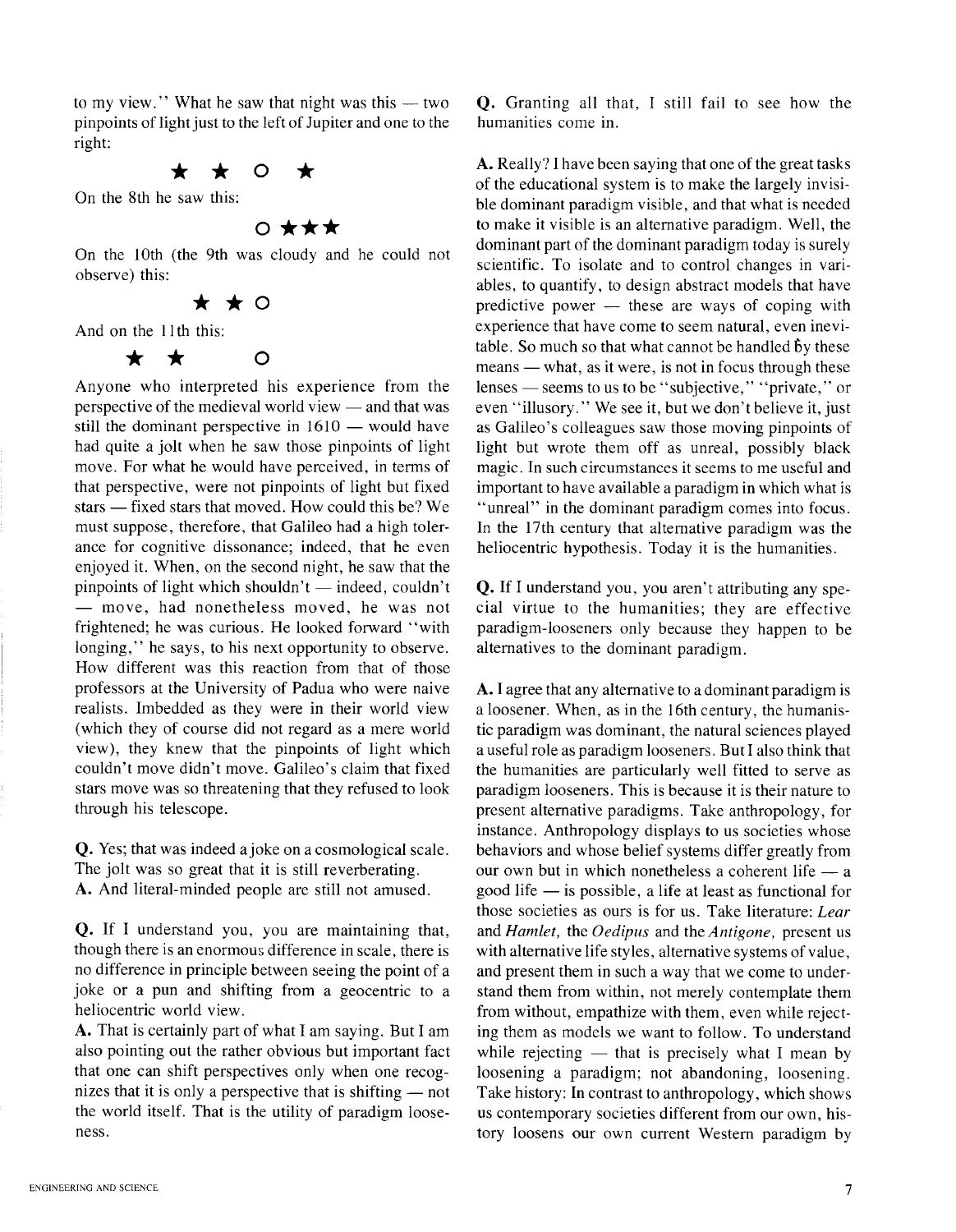to my view." What he saw that night was this — two pinpoints of light just to the left of Jupiter and one to the right:

★ ★ O ★

On the 8th he saw this:

O ★★★

On the 10th (the 9th was cloudy and he could not observe) this:

★ ★ O

And on the 11th this:

★ ★ O

Anyone who interpreted his experience from the perspective of the medieval world view — and that was still the dominant perspective in 1610 — would have had quite a jolt when he saw those pinpoints of light move. For what he would have perceived, in terms of that perspective, were not pinpoints of light but fixed stars — fixed stars that moved. How could this be? We must suppose, therefore, that Galileo had a high tolerance for cognitive dissonance; indeed, that he even enjoyed it. When, on the second night, he saw that the pinpoints of light which shouldn't — indeed, couldn't — move, had nonetheless moved, he was not frightened; he was curious. He looked forward "with longing," he says, to his next opportunity to observe. How different was this reaction from that of those professors at the University of Padua who were naive realists. Imbedded as they were in their world view (which they of course did not regard as a mere world view), they knew that the pinpoints of light which couldn't move didn't move. Galileo's claim that fixed stars move was so threatening that they refused to look through his telescope.

**Q.** Yes; that was indeed a joke on a cosmological scale. The jolt was so great that it is still reverberating.
**A.** And literal-minded people are still not amused.

**Q.** If I understand you, you are maintaining that, though there is an enormous difference in scale, there is no difference in principle between seeing the point of a joke or a pun and shifting from a geocentric to a heliocentric world view.
**A.** That is certainly part of what I am saying. But I am also pointing out the rather obvious but important fact that one can shift perspectives only when one recognizes that it is only a perspective that is shifting — not the world itself. That is the utility of paradigm looseness.

**Q.** Granting all that, I still fail to see how the humanities come in.

**A.** Really? I have been saying that one of the great tasks of the educational system is to make the largely invisible dominant paradigm visible, and that what is needed to make it visible is an alternative paradigm. Well, the dominant part of the dominant paradigm today is surely scientific. To isolate and to control changes in variables, to quantify, to design abstract models that have predictive power — these are ways of coping with experience that have come to seem natural, even inevitable. So much so that what cannot be handled by these means — what, as it were, is not in focus through these lenses — seems to us to be "subjective," "private," or even "illusory." We see it, but we don't believe it, just as Galileo's colleagues saw those moving pinpoints of light but wrote them off as unreal, possibly black magic. In such circumstances it seems to me useful and important to have available a paradigm in which what is "unreal" in the dominant paradigm comes into focus. In the 17th century that alternative paradigm was the heliocentric hypothesis. Today it is the humanities.

**Q.** If I understand you, you aren't attributing any special virtue to the humanities; they are effective paradigm-looseners only because they happen to be alternatives to the dominant paradigm.

**A.** I agree that any alternative to a dominant paradigm is a loosener. When, as in the 16th century, the humanistic paradigm was dominant, the natural sciences played a useful role as paradigm looseners. But I also think that the humanities are particularly well fitted to serve as paradigm looseners. This is because it is their nature to present alternative paradigms. Take anthropology, for instance. Anthropology displays to us societies whose behaviors and whose belief systems differ greatly from our own but in which nonetheless a coherent life — a good life — is possible, a life at least as functional for those societies as ours is for us. Take literature: *Lear* and *Hamlet,* the *Oedipus* and the *Antigone,* present us with alternative life styles, alternative systems of value, and present them in such a way that we come to understand them from within, not merely contemplate them from without, empathize with them, even while rejecting them as models we want to follow. To understand while rejecting — that is precisely what I mean by loosening a paradigm; not abandoning, loosening. Take history: In contrast to anthropology, which shows us contemporary societies different from our own, history loosens our own current Western paradigm by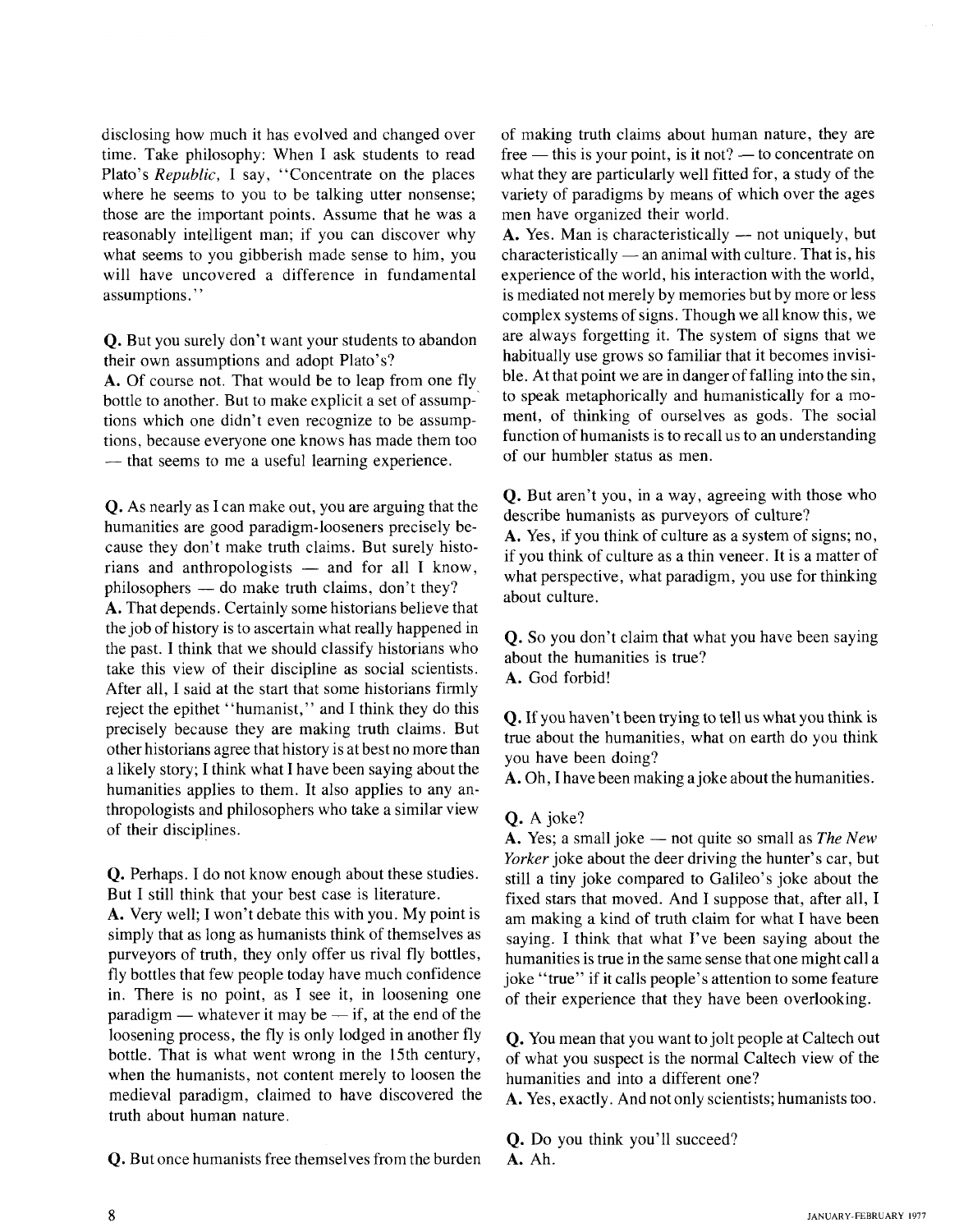disclosing how much it has evolved and changed over time. Take philosophy: When I ask students to read Plato's *Republic,* I say, "Concentrate on the places where he seems to you to be talking utter nonsense; those are the important points. Assume that he was a reasonably intelligent man; if you can discover why what seems to you gibberish made sense to him, you will have uncovered a difference in fundamental assumptions."

**Q.** But you surely don't want your students to abandon their own assumptions and adopt Plato's?

**A.** Of course not. That would be to leap from one fly bottle to another. But to make explicit a set of assumptions which one didn't even recognize to be assumptions, because everyone one knows has made them too — that seems to me a useful learning experience.

**Q.** As nearly as I can make out, you are arguing that the humanities are good paradigm-looseners precisely because they don't make truth claims. But surely historians and anthropologists — and for all I know, philosophers — do make truth claims, don't they?

**A.** That depends. Certainly some historians believe that the job of history is to ascertain what really happened in the past. I think that we should classify historians who take this view of their discipline as social scientists. After all, I said at the start that some historians firmly reject the epithet "humanist," and I think they do this precisely because they are making truth claims. But other historians agree that history is at best no more than a likely story; I think what I have been saying about the humanities applies to them. It also applies to any anthropologists and philosophers who take a similar view of their disciplines.

**Q.** Perhaps. I do not know enough about these studies. But I still think that your best case is literature.

**A.** Very well; I won't debate this with you. My point is simply that as long as humanists think of themselves as purveyors of truth, they only offer us rival fly bottles, fly bottles that few people today have much confidence in. There is no point, as I see it, in loosening one paradigm — whatever it may be — if, at the end of the loosening process, the fly is only lodged in another fly bottle. That is what went wrong in the 15th century, when the humanists, not content merely to loosen the medieval paradigm, claimed to have discovered the truth about human nature.

**Q.** But once humanists free themselves from the burden of making truth claims about human nature, they are free — this is your point, is it not? — to concentrate on what they are particularly well fitted for, a study of the variety of paradigms by means of which over the ages men have organized their world.

**A.** Yes. Man is characteristically — not uniquely, but characteristically — an animal with culture. That is, his experience of the world, his interaction with the world, is mediated not merely by memories but by more or less complex systems of signs. Though we all know this, we are always forgetting it. The system of signs that we habitually use grows so familiar that it becomes invisible. At that point we are in danger of falling into the sin, to speak metaphorically and humanistically for a moment, of thinking of ourselves as gods. The social function of humanists is to recall us to an understanding of our humbler status as men.

**Q.** But aren't you, in a way, agreeing with those who describe humanists as purveyors of culture?

**A.** Yes, if you think of culture as a system of signs; no, if you think of culture as a thin veneer. It is a matter of what perspective, what paradigm, you use for thinking about culture.

**Q.** So you don't claim that what you have been saying about the humanities is true?

**A.** God forbid!

**Q.** If you haven't been trying to tell us what you think is true about the humanities, what on earth do you think you have been doing?

**A.** Oh, I have been making a joke about the humanities.

**Q.** A joke?

**A.** Yes; a small joke — not quite so small as *The New Yorker* joke about the deer driving the hunter's car, but still a tiny joke compared to Galileo's joke about the fixed stars that moved. And I suppose that, after all, I am making a kind of truth claim for what I have been saying. I think that what I've been saying about the humanities is true in the same sense that one might call a joke "true" if it calls people's attention to some feature of their experience that they have been overlooking.

**Q.** You mean that you want to jolt people at Caltech out of what you suspect is the normal Caltech view of the humanities and into a different one?

**A.** Yes, exactly. And not only scientists; humanists too.

**Q.** Do you think you'll succeed?

**A.** Ah.